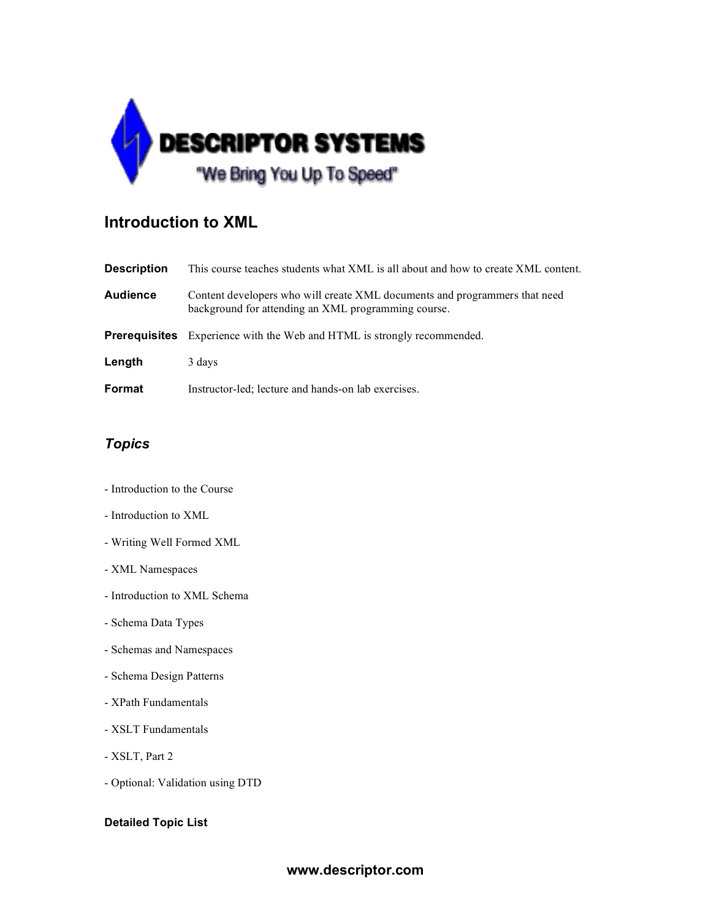DESCRIPTOR SYSTEMS

"We Bring You Up To Speed"

## Introduction to XML

| | |
|---|---|
| **Description** | This course teaches students what XML is all about and how to create XML content. |
| **Audience** | Content developers who will create XML documents and programmers that need background for attending an XML programming course. |
| **Prerequisites** | Experience with the Web and HTML is strongly recommended. |
| **Length** | 3 days |
| **Format** | Instructor-led; lecture and hands-on lab exercises. |

### *Topics*

- Introduction to the Course
- Introduction to XML
- Writing Well Formed XML
- XML Namespaces
- Introduction to XML Schema
- Schema Data Types
- Schemas and Namespaces
- Schema Design Patterns
- XPath Fundamentals
- XSLT Fundamentals
- XSLT, Part 2
- Optional: Validation using DTD

**Detailed Topic List**

www.descriptor.com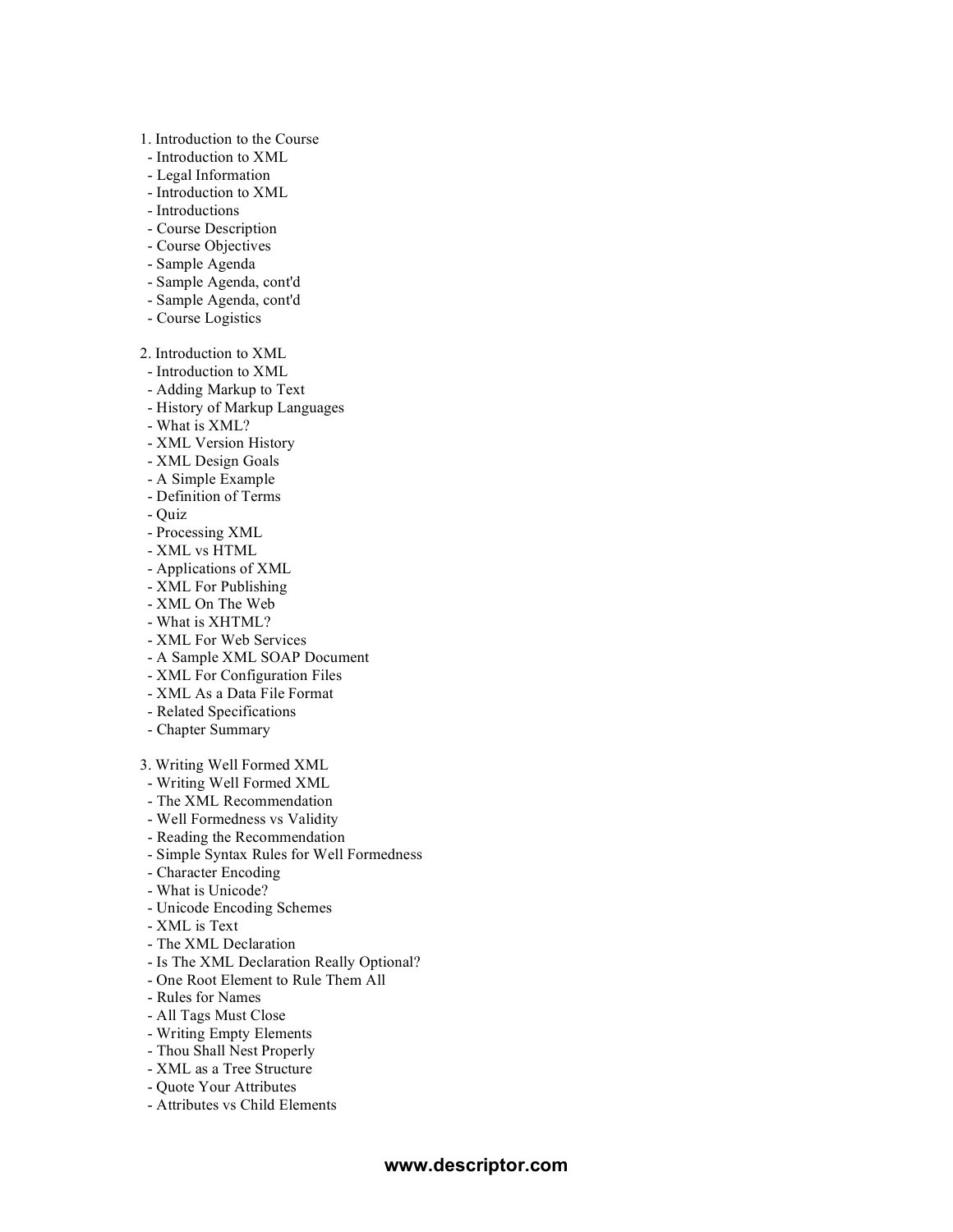1. Introduction to the Course
   - Introduction to XML
   - Legal Information
   - Introduction to XML
   - Introductions
   - Course Description
   - Course Objectives
   - Sample Agenda
   - Sample Agenda, cont'd
   - Sample Agenda, cont'd
   - Course Logistics

2. Introduction to XML
   - Introduction to XML
   - Adding Markup to Text
   - History of Markup Languages
   - What is XML?
   - XML Version History
   - XML Design Goals
   - A Simple Example
   - Definition of Terms
   - Quiz
   - Processing XML
   - XML vs HTML
   - Applications of XML
   - XML For Publishing
   - XML On The Web
   - What is XHTML?
   - XML For Web Services
   - A Sample XML SOAP Document
   - XML For Configuration Files
   - XML As a Data File Format
   - Related Specifications
   - Chapter Summary

3. Writing Well Formed XML
   - Writing Well Formed XML
   - The XML Recommendation
   - Well Formedness vs Validity
   - Reading the Recommendation
   - Simple Syntax Rules for Well Formedness
   - Character Encoding
   - What is Unicode?
   - Unicode Encoding Schemes
   - XML is Text
   - The XML Declaration
   - Is The XML Declaration Really Optional?
   - One Root Element to Rule Them All
   - Rules for Names
   - All Tags Must Close
   - Writing Empty Elements
   - Thou Shall Nest Properly
   - XML as a Tree Structure
   - Quote Your Attributes
   - Attributes vs Child Elements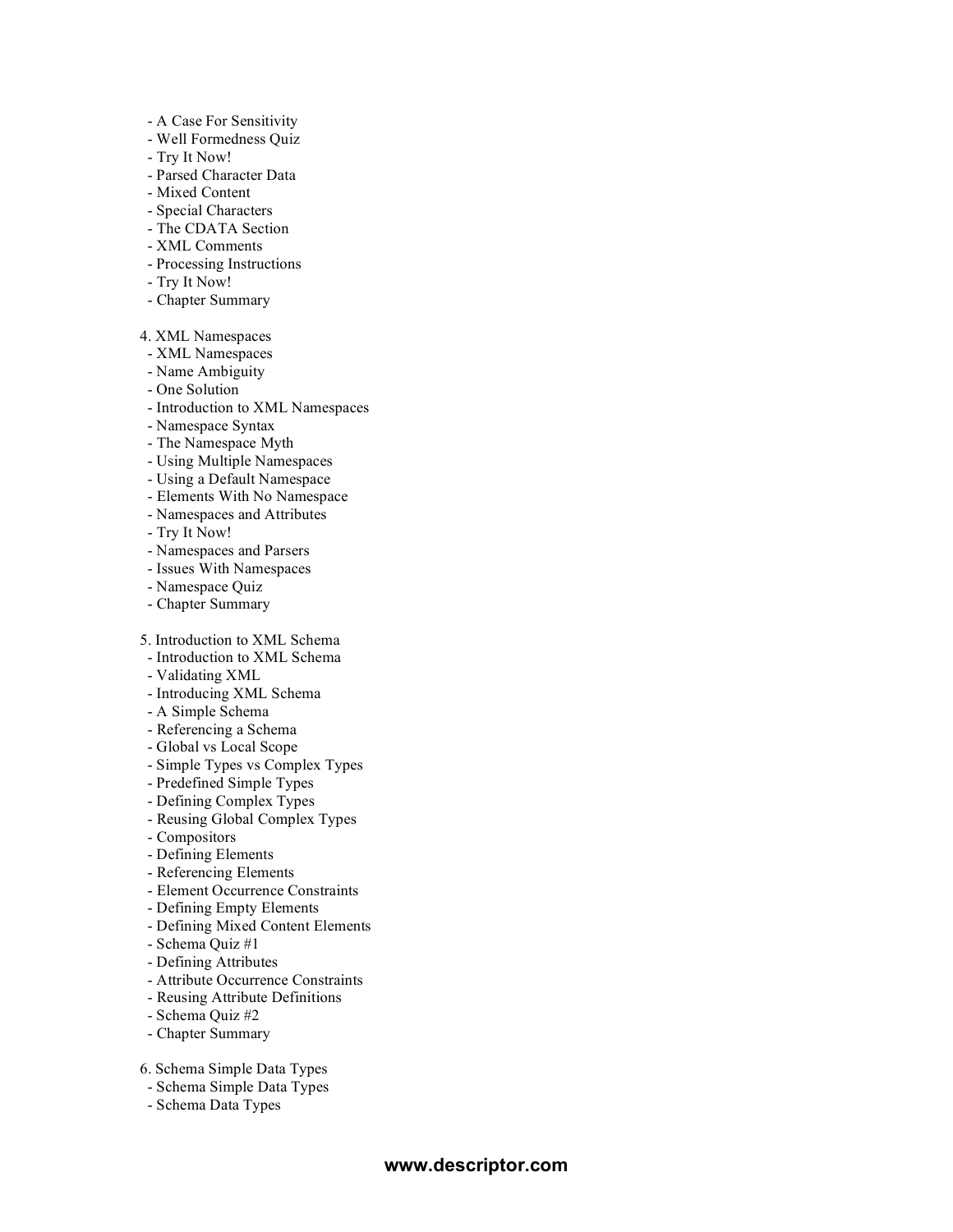- A Case For Sensitivity
- Well Formedness Quiz
- Try It Now!
- Parsed Character Data
- Mixed Content
- Special Characters
- The CDATA Section
- XML Comments
- Processing Instructions
- Try It Now!
- Chapter Summary

4. XML Namespaces
   - XML Namespaces
   - Name Ambiguity
   - One Solution
   - Introduction to XML Namespaces
   - Namespace Syntax
   - The Namespace Myth
   - Using Multiple Namespaces
   - Using a Default Namespace
   - Elements With No Namespace
   - Namespaces and Attributes
   - Try It Now!
   - Namespaces and Parsers
   - Issues With Namespaces
   - Namespace Quiz
   - Chapter Summary

5. Introduction to XML Schema
   - Introduction to XML Schema
   - Validating XML
   - Introducing XML Schema
   - A Simple Schema
   - Referencing a Schema
   - Global vs Local Scope
   - Simple Types vs Complex Types
   - Predefined Simple Types
   - Defining Complex Types
   - Reusing Global Complex Types
   - Compositors
   - Defining Elements
   - Referencing Elements
   - Element Occurrence Constraints
   - Defining Empty Elements
   - Defining Mixed Content Elements
   - Schema Quiz #1
   - Defining Attributes
   - Attribute Occurrence Constraints
   - Reusing Attribute Definitions
   - Schema Quiz #2
   - Chapter Summary

6. Schema Simple Data Types
   - Schema Simple Data Types
   - Schema Data Types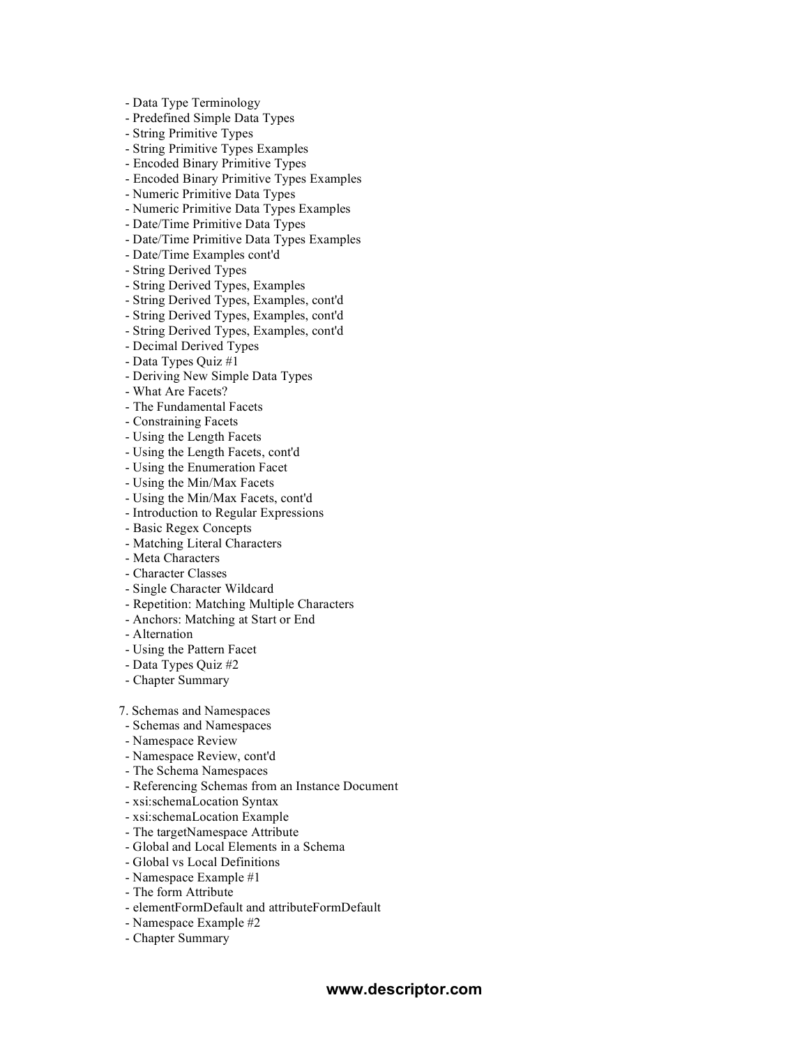- Data Type Terminology
- Predefined Simple Data Types
- String Primitive Types
- String Primitive Types Examples
- Encoded Binary Primitive Types
- Encoded Binary Primitive Types Examples
- Numeric Primitive Data Types
- Numeric Primitive Data Types Examples
- Date/Time Primitive Data Types
- Date/Time Primitive Data Types Examples
- Date/Time Examples cont'd
- String Derived Types
- String Derived Types, Examples
- String Derived Types, Examples, cont'd
- String Derived Types, Examples, cont'd
- String Derived Types, Examples, cont'd
- Decimal Derived Types
- Data Types Quiz #1
- Deriving New Simple Data Types
- What Are Facets?
- The Fundamental Facets
- Constraining Facets
- Using the Length Facets
- Using the Length Facets, cont'd
- Using the Enumeration Facet
- Using the Min/Max Facets
- Using the Min/Max Facets, cont'd
- Introduction to Regular Expressions
- Basic Regex Concepts
- Matching Literal Characters
- Meta Characters
- Character Classes
- Single Character Wildcard
- Repetition: Matching Multiple Characters
- Anchors: Matching at Start or End
- Alternation
- Using the Pattern Facet
- Data Types Quiz #2
- Chapter Summary

7. Schemas and Namespaces
   - Schemas and Namespaces
   - Namespace Review
   - Namespace Review, cont'd
   - The Schema Namespaces
   - Referencing Schemas from an Instance Document
   - xsi:schemaLocation Syntax
   - xsi:schemaLocation Example
   - The targetNamespace Attribute
   - Global and Local Elements in a Schema
   - Global vs Local Definitions
   - Namespace Example #1
   - The form Attribute
   - elementFormDefault and attributeFormDefault
   - Namespace Example #2
   - Chapter Summary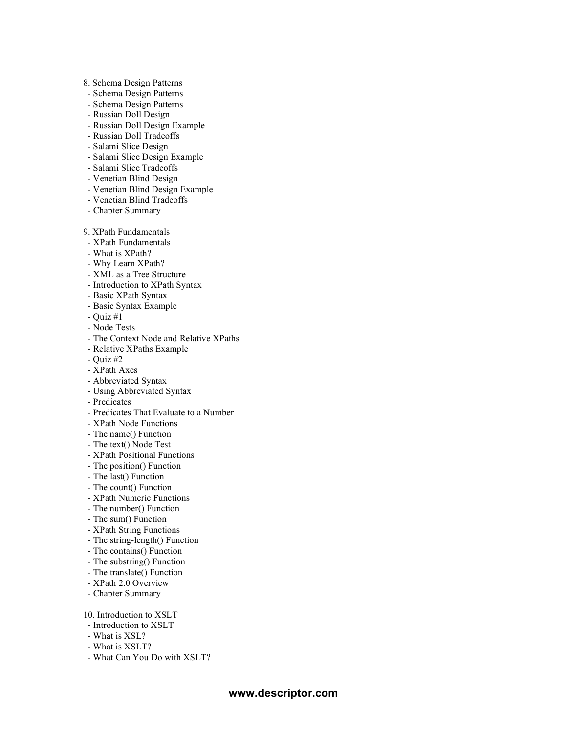8. Schema Design Patterns
  - Schema Design Patterns
  - Schema Design Patterns
  - Russian Doll Design
  - Russian Doll Design Example
  - Russian Doll Tradeoffs
  - Salami Slice Design
  - Salami Slice Design Example
  - Salami Slice Tradeoffs
  - Venetian Blind Design
  - Venetian Blind Design Example
  - Venetian Blind Tradeoffs
  - Chapter Summary

9. XPath Fundamentals
  - XPath Fundamentals
  - What is XPath?
  - Why Learn XPath?
  - XML as a Tree Structure
  - Introduction to XPath Syntax
  - Basic XPath Syntax
  - Basic Syntax Example
  - Quiz #1
  - Node Tests
  - The Context Node and Relative XPaths
  - Relative XPaths Example
  - Quiz #2
  - XPath Axes
  - Abbreviated Syntax
  - Using Abbreviated Syntax
  - Predicates
  - Predicates That Evaluate to a Number
  - XPath Node Functions
  - The name() Function
  - The text() Node Test
  - XPath Positional Functions
  - The position() Function
  - The last() Function
  - The count() Function
  - XPath Numeric Functions
  - The number() Function
  - The sum() Function
  - XPath String Functions
  - The string-length() Function
  - The contains() Function
  - The substring() Function
  - The translate() Function
  - XPath 2.0 Overview
  - Chapter Summary

10. Introduction to XSLT
  - Introduction to XSLT
  - What is XSL?
  - What is XSLT?
  - What Can You Do with XSLT?

**www.descriptor.com**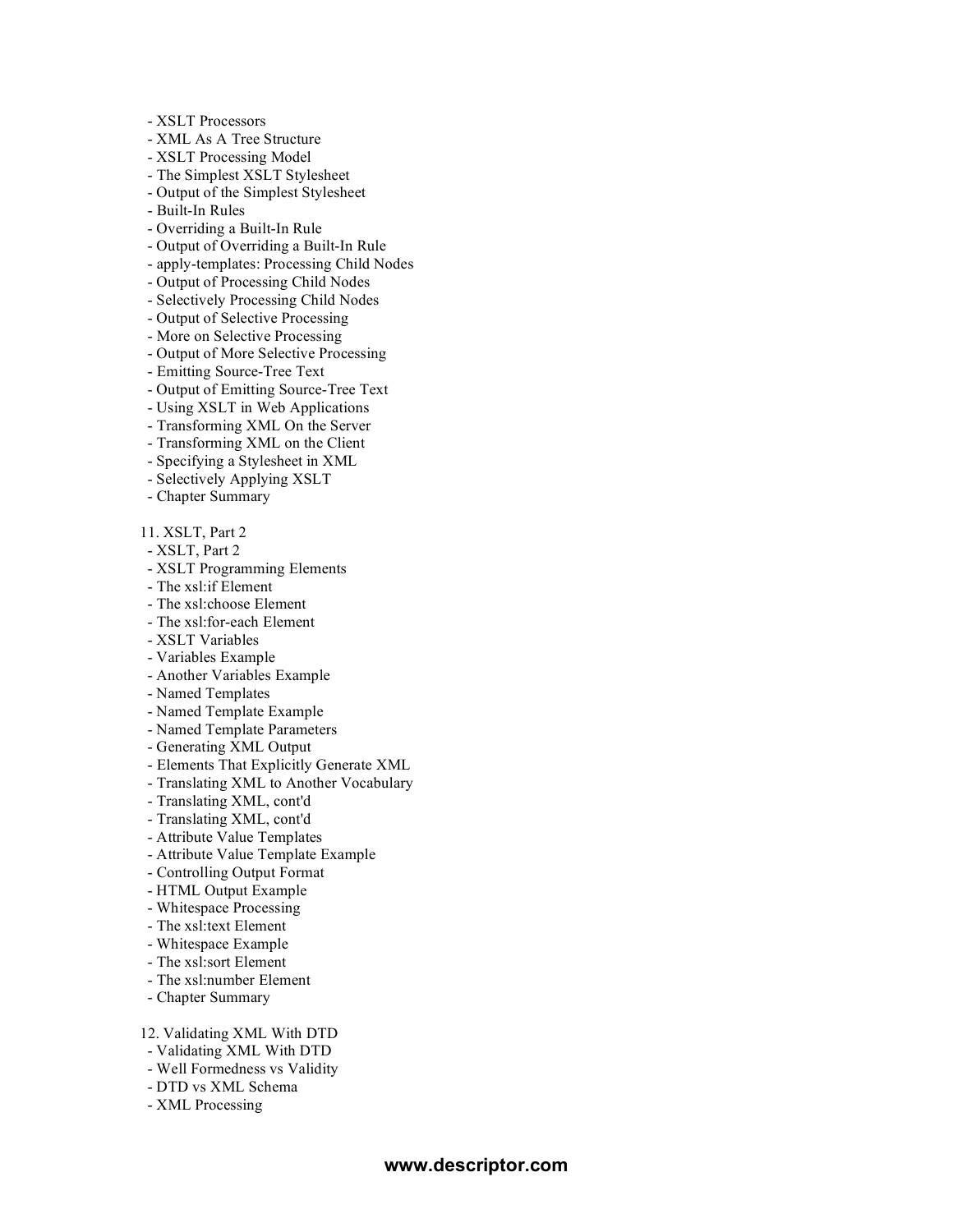- XSLT Processors
- XML As A Tree Structure
- XSLT Processing Model
- The Simplest XSLT Stylesheet
- Output of the Simplest Stylesheet
- Built-In Rules
- Overriding a Built-In Rule
- Output of Overriding a Built-In Rule
- apply-templates: Processing Child Nodes
- Output of Processing Child Nodes
- Selectively Processing Child Nodes
- Output of Selective Processing
- More on Selective Processing
- Output of More Selective Processing
- Emitting Source-Tree Text
- Output of Emitting Source-Tree Text
- Using XSLT in Web Applications
- Transforming XML On the Server
- Transforming XML on the Client
- Specifying a Stylesheet in XML
- Selectively Applying XSLT
- Chapter Summary

11. XSLT, Part 2
- XSLT, Part 2
- XSLT Programming Elements
- The xsl:if Element
- The xsl:choose Element
- The xsl:for-each Element
- XSLT Variables
- Variables Example
- Another Variables Example
- Named Templates
- Named Template Example
- Named Template Parameters
- Generating XML Output
- Elements That Explicitly Generate XML
- Translating XML to Another Vocabulary
- Translating XML, cont'd
- Translating XML, cont'd
- Attribute Value Templates
- Attribute Value Template Example
- Controlling Output Format
- HTML Output Example
- Whitespace Processing
- The xsl:text Element
- Whitespace Example
- The xsl:sort Element
- The xsl:number Element
- Chapter Summary

12. Validating XML With DTD
- Validating XML With DTD
- Well Formedness vs Validity
- DTD vs XML Schema
- XML Processing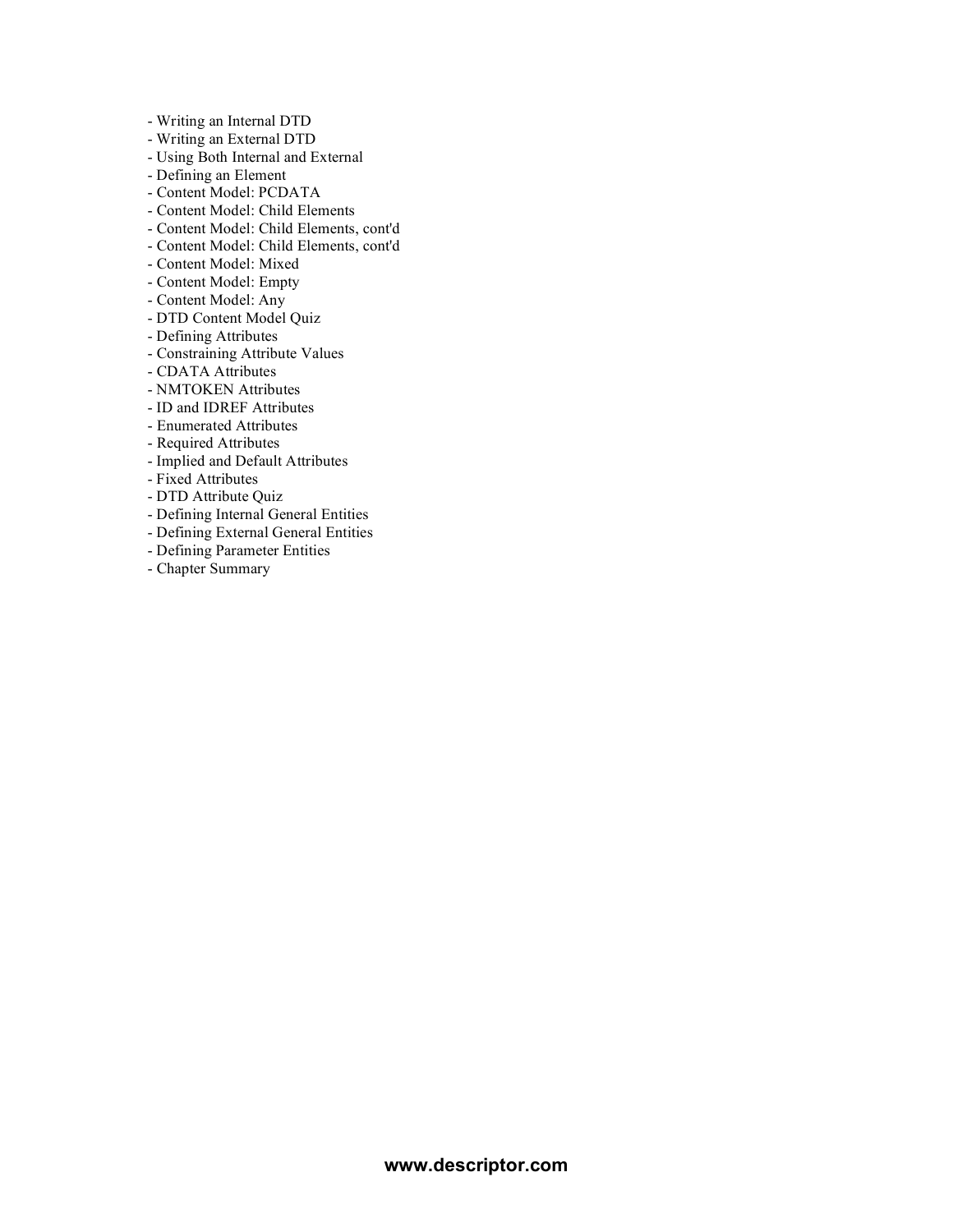- Writing an Internal DTD
- Writing an External DTD
- Using Both Internal and External
- Defining an Element
- Content Model: PCDATA
- Content Model: Child Elements
- Content Model: Child Elements, cont'd
- Content Model: Child Elements, cont'd
- Content Model: Mixed
- Content Model: Empty
- Content Model: Any
- DTD Content Model Quiz
- Defining Attributes
- Constraining Attribute Values
- CDATA Attributes
- NMTOKEN Attributes
- ID and IDREF Attributes
- Enumerated Attributes
- Required Attributes
- Implied and Default Attributes
- Fixed Attributes
- DTD Attribute Quiz
- Defining Internal General Entities
- Defining External General Entities
- Defining Parameter Entities
- Chapter Summary